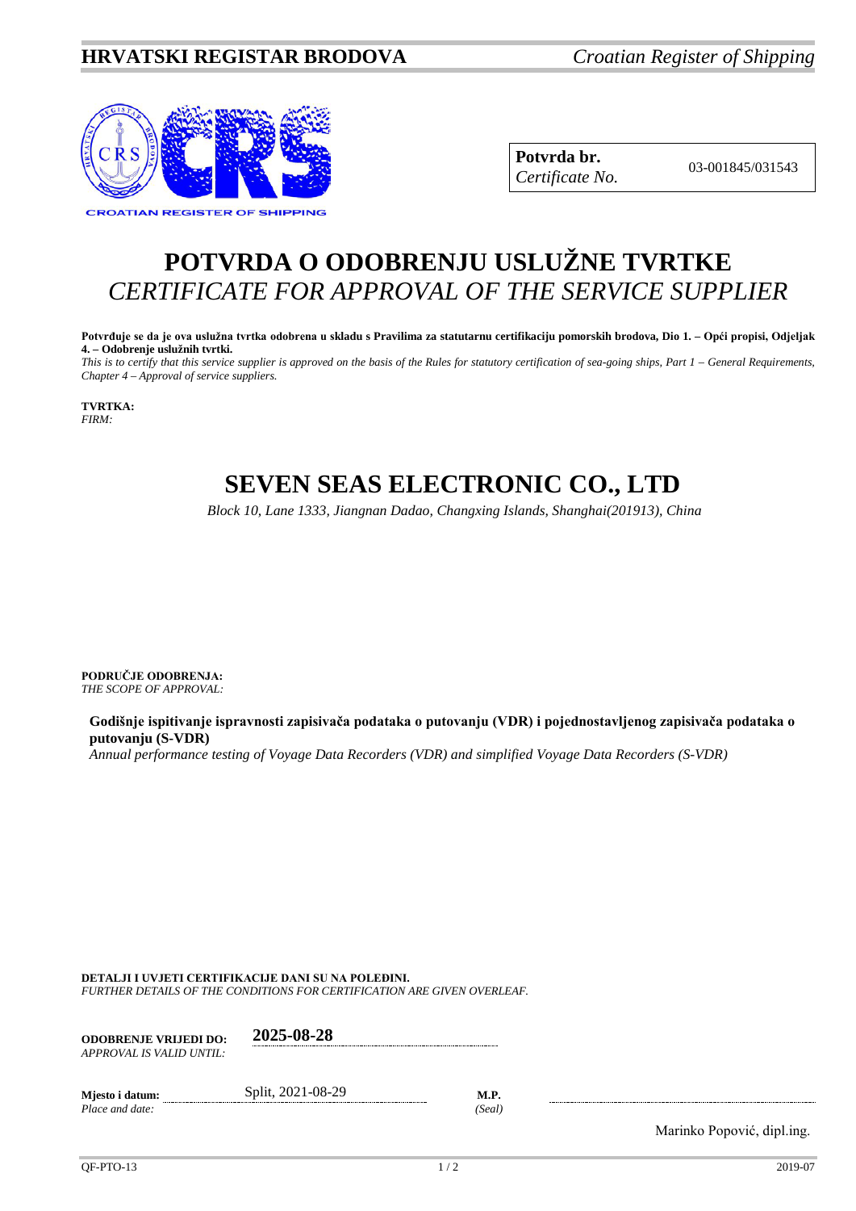**HRVATSKI REGISTAR BRODOVA** *Croatian Register of Shipping*

CROATIAN REGISTER OF SHIPPING

| **Potvrda br.** *Certificate No.* | 03-001845/031543 |
|---|---|

# POTVRDA O ODOBRENJU USLUŽNE TVRTKE
## *CERTIFICATE FOR APPROVAL OF THE SERVICE SUPPLIER*

**Potvrđuje se da je ova uslužna tvrtka odobrena u skladu s Pravilima za statutarnu certifikaciju pomorskih brodova, Dio 1. – Opći propisi, Odjeljak 4. – Odobrenje uslužnih tvrtki.**
*This is to certify that this service supplier is approved on the basis of the Rules for statutory certification of sea-going ships, Part 1 – General Requirements, Chapter 4 – Approval of service suppliers.*

**TVRTKA:**
*FIRM:*

# SEVEN SEAS ELECTRONIC CO., LTD

*Block 10, Lane 1333, Jiangnan Dadao, Changxing Islands, Shanghai(201913), China*

**PODRUČJE ODOBRENJA:**
*THE SCOPE OF APPROVAL:*

**Godišnje ispitivanje ispravnosti zapisivača podataka o putovanju (VDR) i pojednostavljenog zapisivača podataka o putovanju (S-VDR)**
*Annual performance testing of Voyage Data Recorders (VDR) and simplified Voyage Data Recorders (S-VDR)*

**DETALJI I UVJETI CERTIFIKACIJE DANI SU NA POLEĐINI.**
*FURTHER DETAILS OF THE CONDITIONS FOR CERTIFICATION ARE GIVEN OVERLEAF.*

**ODOBRENJE VRIJEDI DO:** *APPROVAL IS VALID UNTIL:* **2025-08-28**

**Mjesto i datum:** *Place and date:* Split, 2021-08-29

**M.P.** *(Seal)*

Marinko Popović, dipl.ing.

QF-PTO-13 2019-07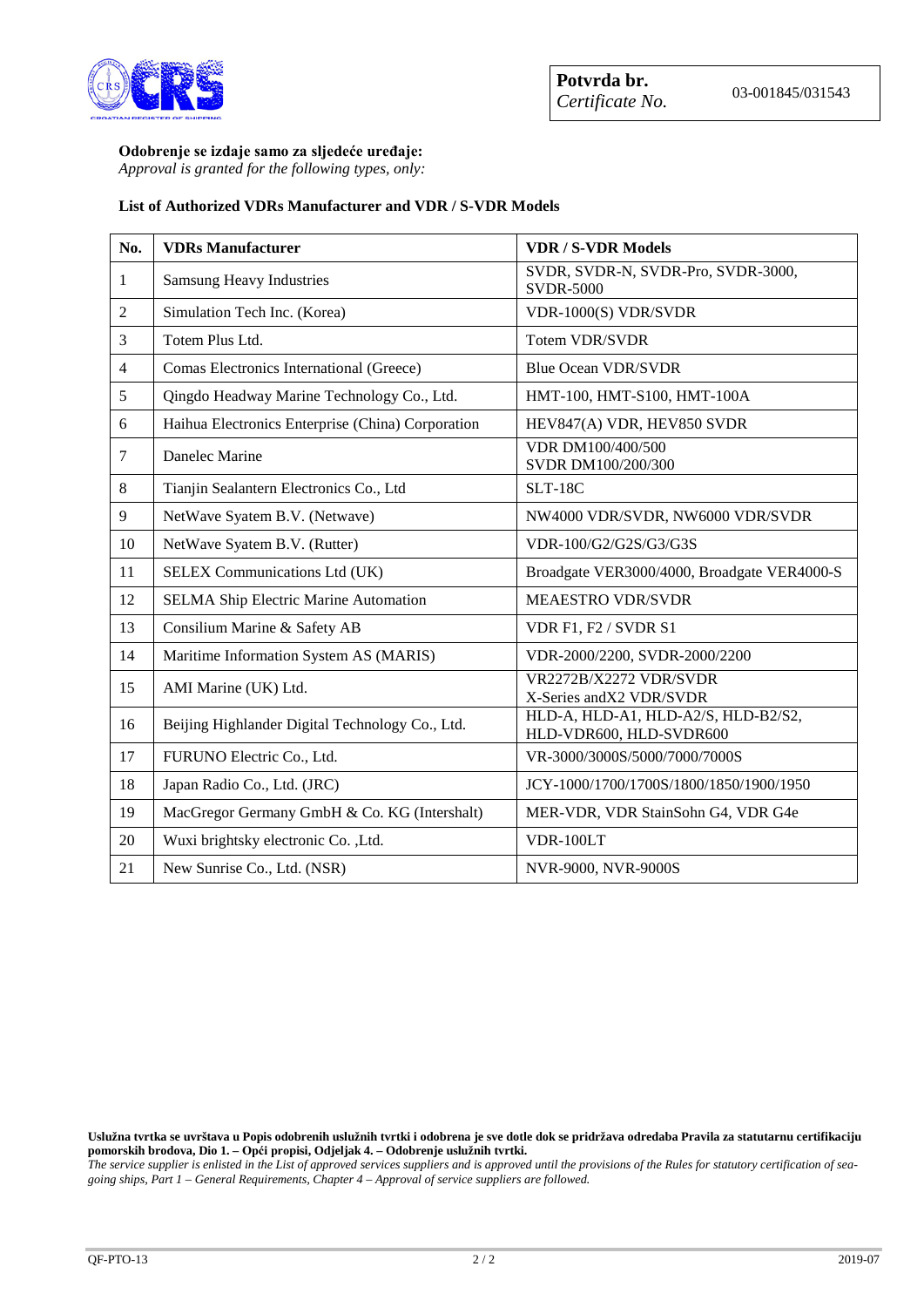| **Potvrda br.** *Certificate No.* | 03-001845/031543 |
|---|---|

**Odobrenje se izdaje samo za sljedeće uređaje:**
*Approval is granted for the following types, only:*

**List of Authorized VDRs Manufacturer and VDR / S-VDR Models**

| **No.** | **VDRs Manufacturer** | **VDR / S-VDR Models** |
|---|---|---|
| 1 | Samsung Heavy Industries | SVDR, SVDR-N, SVDR-Pro, SVDR-3000, SVDR-5000 |
| 2 | Simulation Tech Inc. (Korea) | VDR-1000(S) VDR/SVDR |
| 3 | Totem Plus Ltd. | Totem VDR/SVDR |
| 4 | Comas Electronics International (Greece) | Blue Ocean VDR/SVDR |
| 5 | Qingdo Headway Marine Technology Co., Ltd. | HMT-100, HMT-S100, HMT-100A |
| 6 | Haihua Electronics Enterprise (China) Corporation | HEV847(A) VDR, HEV850 SVDR |
| 7 | Danelec Marine | VDR DM100/400/500<br>SVDR DM100/200/300 |
| 8 | Tianjin Sealantern Electronics Co., Ltd | SLT-18C |
| 9 | NetWave Syatem B.V. (Netwave) | NW4000 VDR/SVDR, NW6000 VDR/SVDR |
| 10 | NetWave Syatem B.V. (Rutter) | VDR-100/G2/G2S/G3/G3S |
| 11 | SELEX Communications Ltd (UK) | Broadgate VER3000/4000, Broadgate VER4000-S |
| 12 | SELMA Ship Electric Marine Automation | MEAESTRO VDR/SVDR |
| 13 | Consilium Marine & Safety AB | VDR F1, F2 / SVDR S1 |
| 14 | Maritime Information System AS (MARIS) | VDR-2000/2200, SVDR-2000/2200 |
| 15 | AMI Marine (UK) Ltd. | VR2272B/X2272 VDR/SVDR<br>X-Series andX2 VDR/SVDR |
| 16 | Beijing Highlander Digital Technology Co., Ltd. | HLD-A, HLD-A1, HLD-A2/S, HLD-B2/S2, HLD-VDR600, HLD-SVDR600 |
| 17 | FURUNO Electric Co., Ltd. | VR-3000/3000S/5000/7000/7000S |
| 18 | Japan Radio Co., Ltd. (JRC) | JCY-1000/1700/1700S/1800/1850/1900/1950 |
| 19 | MacGregor Germany GmbH & Co. KG (Intershalt) | MER-VDR, VDR StainSohn G4, VDR G4e |
| 20 | Wuxi brightsky electronic Co. ,Ltd. | VDR-100LT |
| 21 | New Sunrise Co., Ltd. (NSR) | NVR-9000, NVR-9000S |

**Uslužna tvrtka se uvrštava u Popis odobrenih uslužnih tvrtki i odobrena je sve dotle dok se pridržava odredaba Pravila za statutarnu certifikaciju pomorskih brodova, Dio 1. – Opći propisi, Odjeljak 4. – Odobrenje uslužnih tvrtki.**
*The service supplier is enlisted in the List of approved services suppliers and is approved until the provisions of the Rules for statutory certification of sea-going ships, Part 1 – General Requirements, Chapter 4 – Approval of service suppliers are followed.*

QF-PTO-13 2019-07